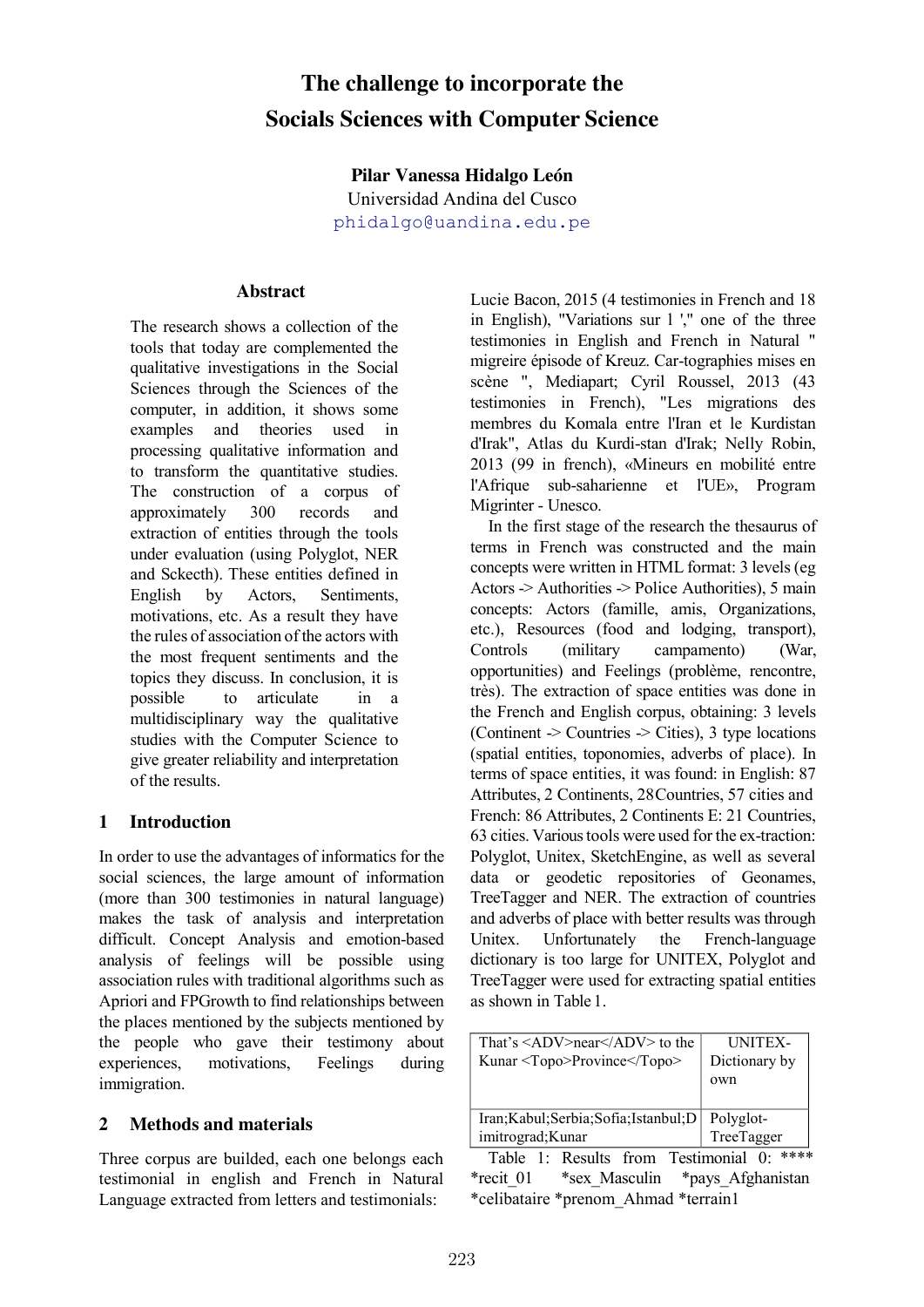# The challenge to incorporate the Socials Sciences with Computer Science

**Pilar Vanessa Hidalgo León**
Universidad Andina del Cusco
phidalgo@uandina.edu.pe

## Abstract

The research shows a collection of the tools that today are complemented the qualitative investigations in the Social Sciences through the Sciences of the computer, in addition, it shows some examples and theories used in processing qualitative information and to transform the quantitative studies. The construction of a corpus of approximately 300 records and extraction of entities through the tools under evaluation (using Polyglot, NER and Sckecth). These entities defined in English by Actors, Sentiments, motivations, etc. As a result they have the rules of association of the actors with the most frequent sentiments and the topics they discuss. In conclusion, it is possible to articulate in a multidisciplinary way the qualitative studies with the Computer Science to give greater reliability and interpretation of the results.

## 1 Introduction

In order to use the advantages of informatics for the social sciences, the large amount of information (more than 300 testimonies in natural language) makes the task of analysis and interpretation difficult. Concept Analysis and emotion-based analysis of feelings will be possible using association rules with traditional algorithms such as Apriori and FPGrowth to find relationships between the places mentioned by the subjects mentioned by the people who gave their testimony about experiences, motivations, Feelings during immigration.

## 2 Methods and materials

Three corpus are builded, each one belongs each testimonial in english and French in Natural Language extracted from letters and testimonials: Lucie Bacon, 2015 (4 testimonies in French and 18 in English), "Variations sur l '," one of the three testimonies in English and French in Natural " migreire épisode of Kreuz. Car-tographies mises en scène ", Mediapart; Cyril Roussel, 2013 (43 testimonies in French), "Les migrations des membres du Komala entre l'Iran et le Kurdistan d'Irak", Atlas du Kurdi-stan d'Irak; Nelly Robin, 2013 (99 in french), «Mineurs en mobilité entre l'Afrique sub-saharienne et l'UE», Program Migrinter - Unesco.

In the first stage of the research the thesaurus of terms in French was constructed and the main concepts were written in HTML format: 3 levels (eg Actors -> Authorities -> Police Authorities), 5 main concepts: Actors (famille, amis, Organizations, etc.), Resources (food and lodging, transport), Controls (military campamento) (War, opportunities) and Feelings (problème, rencontre, très). The extraction of space entities was done in the French and English corpus, obtaining: 3 levels (Continent -> Countries -> Cities), 3 type locations (spatial entities, toponomies, adverbs of place). In terms of space entities, it was found: in English: 87 Attributes, 2 Continents, 28Countries, 57 cities and French: 86 Attributes, 2 Continents E: 21 Countries, 63 cities. Various tools were used for the ex-traction: Polyglot, Unitex, SketchEngine, as well as several data or geodetic repositories of Geonames, TreeTagger and NER. The extraction of countries and adverbs of place with better results was through Unitex. Unfortunately the French-language dictionary is too large for UNITEX, Polyglot and TreeTagger were used for extracting spatial entities as shown in Table 1.

| | |
|---|---|
| That's <ADV>near</ADV> to the Kunar <Topo>Province</Topo> | UNITEX-Dictionary by own |
| Iran;Kabul;Serbia;Sofia;Istanbul;Dimitrograd;Kunar | Polyglot-TreeTagger |

Table 1: Results from Testimonial 0: **** *recit_01 *sex_Masculin *pays_Afghanistan *celibataire *prenom_Ahmad *terrain1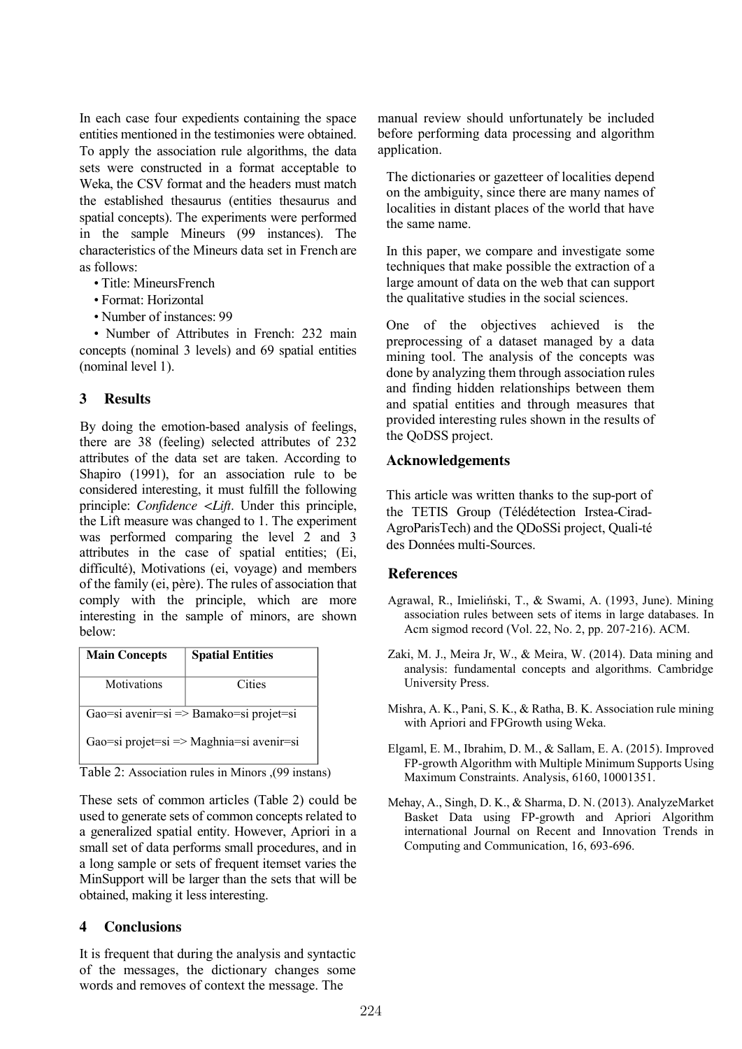In each case four expedients containing the space entities mentioned in the testimonies were obtained. To apply the association rule algorithms, the data sets were constructed in a format acceptable to Weka, the CSV format and the headers must match the established thesaurus (entities thesaurus and spatial concepts). The experiments were performed in the sample Mineurs (99 instances). The characteristics of the Mineurs data set in French are as follows:

- Title: MineursFrench
- Format: Horizontal
- Number of instances: 99
- Number of Attributes in French: 232 main concepts (nominal 3 levels) and 69 spatial entities (nominal level 1).

## 3 Results

By doing the emotion-based analysis of feelings, there are 38 (feeling) selected attributes of 232 attributes of the data set are taken. According to Shapiro (1991), for an association rule to be considered interesting, it must fulfill the following principle: *Confidence <Lift*. Under this principle, the Lift measure was changed to 1. The experiment was performed comparing the level 2 and 3 attributes in the case of spatial entities; (Ei, difficulté), Motivations (ei, voyage) and members of the family (ei, père). The rules of association that comply with the principle, which are more interesting in the sample of minors, are shown below:

| Main Concepts | Spatial Entities |
|---|---|
| Motivations | Cities |
| Gao=si avenir=si => Bamako=si projet=si | |
| Gao=si projet=si => Maghnia=si avenir=si | |

Table 2: Association rules in Minors ,(99 instans)

These sets of common articles (Table 2) could be used to generate sets of common concepts related to a generalized spatial entity. However, Apriori in a small set of data performs small procedures, and in a long sample or sets of frequent itemset varies the MinSupport will be larger than the sets that will be obtained, making it less interesting.

## 4 Conclusions

It is frequent that during the analysis and syntactic of the messages, the dictionary changes some words and removes of context the message. The manual review should unfortunately be included before performing data processing and algorithm application.

The dictionaries or gazetteer of localities depend on the ambiguity, since there are many names of localities in distant places of the world that have the same name.

In this paper, we compare and investigate some techniques that make possible the extraction of a large amount of data on the web that can support the qualitative studies in the social sciences.

One of the objectives achieved is the preprocessing of a dataset managed by a data mining tool. The analysis of the concepts was done by analyzing them through association rules and finding hidden relationships between them and spatial entities and through measures that provided interesting rules shown in the results of the QoDSS project.

## Acknowledgements

This article was written thanks to the sup-port of the TETIS Group (Télédétection Irstea-Cirad-AgroParisTech) and the QDoSSi project, Quali-té des Données multi-Sources.

## References

Agrawal, R., Imieliński, T., & Swami, A. (1993, June). Mining association rules between sets of items in large databases. In Acm sigmod record (Vol. 22, No. 2, pp. 207-216). ACM.

Zaki, M. J., Meira Jr, W., & Meira, W. (2014). Data mining and analysis: fundamental concepts and algorithms. Cambridge University Press.

Mishra, A. K., Pani, S. K., & Ratha, B. K. Association rule mining with Apriori and FPGrowth using Weka.

Elgaml, E. M., Ibrahim, D. M., & Sallam, E. A. (2015). Improved FP-growth Algorithm with Multiple Minimum Supports Using Maximum Constraints. Analysis, 6160, 10001351.

Mehay, A., Singh, D. K., & Sharma, D. N. (2013). AnalyzeMarket Basket Data using FP-growth and Apriori Algorithm international Journal on Recent and Innovation Trends in Computing and Communication, 16, 693-696.